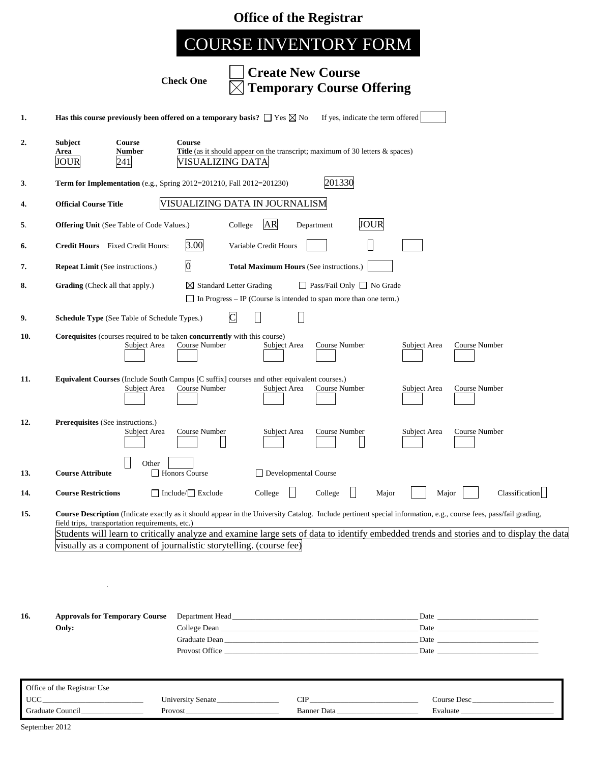# Office of the Registrar

## COURSE INVENTORY FORM

**Check One**

- ☐ **Create New Course**
- ☒ **Temporary Course Offering**

**1.** **Has this course previously been offered on a temporary basis?** ☐ Yes ☒ No  If yes, indicate the term offered ______

**2.**

| Subject Area | Course Number | Course Title (as it should appear on the transcript; maximum of 30 letters & spaces) |
|---|---|---|
| JOUR | 241 | VISUALIZING DATA |

**3.** **Term for Implementation** (e.g., Spring 2012=201210, Fall 2012=201230) 201330

**4.** **Official Course Title** VISUALIZING DATA IN JOURNALISM

**5.** **Offering Unit** (See Table of Code Values.) College AR Department JOUR

**6.** **Credit Hours** Fixed Credit Hours: 3.00 Variable Credit Hours

**7.** **Repeat Limit** (See instructions.) 0 **Total Maximum Hours** (See instructions.)

**8.** **Grading** (Check all that apply.) ☒ Standard Letter Grading ☐ Pass/Fail Only ☐ No Grade
☐ In Progress – IP (Course is intended to span more than one term.)

**9.** **Schedule Type** (See Table of Schedule Types.) C

**10.** **Corequisites** (courses required to be taken **concurrently** with this course)

| Subject Area | Course Number | Subject Area | Course Number | Subject Area | Course Number |
|---|---|---|---|---|---|
| | | | | | |

**11.** **Equivalent Courses** (Include South Campus [C suffix] courses and other equivalent courses.)

| Subject Area | Course Number | Subject Area | Course Number | Subject Area | Course Number |
|---|---|---|---|---|---|
| | | | | | |

**12.** **Prerequisites** (See instructions.)

| Subject Area | Course Number | Subject Area | Course Number | Subject Area | Course Number |
|---|---|---|---|---|---|
| | | | | | |

Other

**13.** **Course Attribute** ☐ Honors Course ☐ Developmental Course

**14.** **Course Restrictions** ☐ Include/☐ Exclude College College Major Major Classification

**15.** **Course Description** (Indicate exactly as it should appear in the University Catalog. Include pertinent special information, e.g., course fees, pass/fail grading, field trips, transportation requirements, etc.)

Students will learn to critically analyze and examine large sets of data to identify embedded trends and stories and to display the data visually as a component of journalistic storytelling. (course fee)

**16.** **Approvals for Temporary Course Only:**

Department Head ______________________ Date ______________

College Dean ______________________ Date ______________

Graduate Dean ______________________ Date ______________

Provost Office ______________________ Date ______________

---

Office of the Registrar Use

UCC ______________ University Senate ______________ CIP ______________ Course Desc ______________

Graduate Council ______________ Provost ______________ Banner Data ______________ Evaluate ______________

September 2012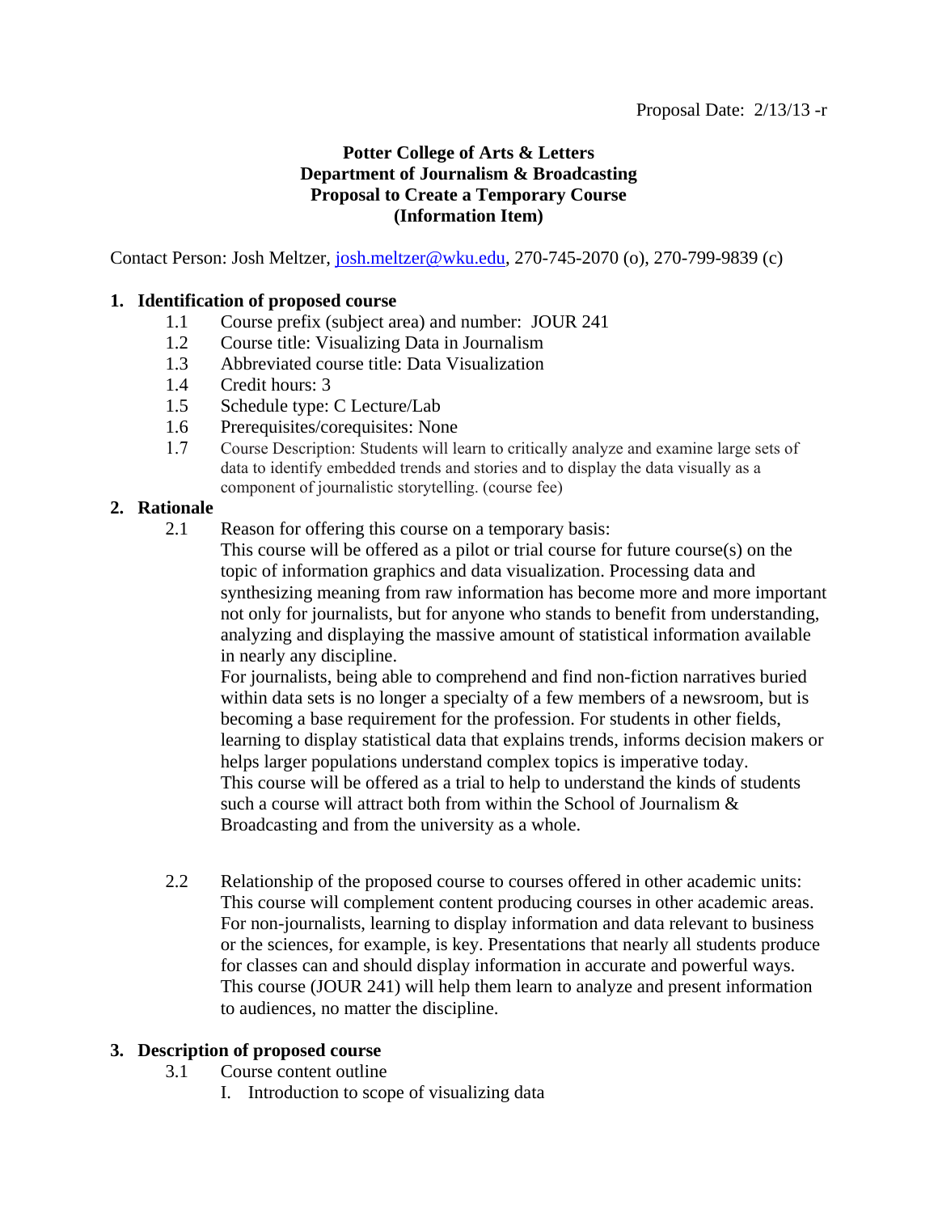Proposal Date: 2/13/13 -r

**Potter College of Arts & Letters**
**Department of Journalism & Broadcasting**
**Proposal to Create a Temporary Course**
**(Information Item)**

Contact Person: Josh Meltzer, josh.meltzer@wku.edu, 270-745-2070 (o), 270-799-9839 (c)

**1. Identification of proposed course**

1.1 Course prefix (subject area) and number: JOUR 241

1.2 Course title: Visualizing Data in Journalism

1.3 Abbreviated course title: Data Visualization

1.4 Credit hours: 3

1.5 Schedule type: C Lecture/Lab

1.6 Prerequisites/corequisites: None

1.7 Course Description: Students will learn to critically analyze and examine large sets of data to identify embedded trends and stories and to display the data visually as a component of journalistic storytelling. (course fee)

**2. Rationale**

2.1 Reason for offering this course on a temporary basis:

This course will be offered as a pilot or trial course for future course(s) on the topic of information graphics and data visualization. Processing data and synthesizing meaning from raw information has become more and more important not only for journalists, but for anyone who stands to benefit from understanding, analyzing and displaying the massive amount of statistical information available in nearly any discipline.

For journalists, being able to comprehend and find non-fiction narratives buried within data sets is no longer a specialty of a few members of a newsroom, but is becoming a base requirement for the profession. For students in other fields, learning to display statistical data that explains trends, informs decision makers or helps larger populations understand complex topics is imperative today.

This course will be offered as a trial to help to understand the kinds of students such a course will attract both from within the School of Journalism & Broadcasting and from the university as a whole.

2.2 Relationship of the proposed course to courses offered in other academic units:

This course will complement content producing courses in other academic areas. For non-journalists, learning to display information and data relevant to business or the sciences, for example, is key. Presentations that nearly all students produce for classes can and should display information in accurate and powerful ways. This course (JOUR 241) will help them learn to analyze and present information to audiences, no matter the discipline.

**3. Description of proposed course**

3.1 Course content outline

I. Introduction to scope of visualizing data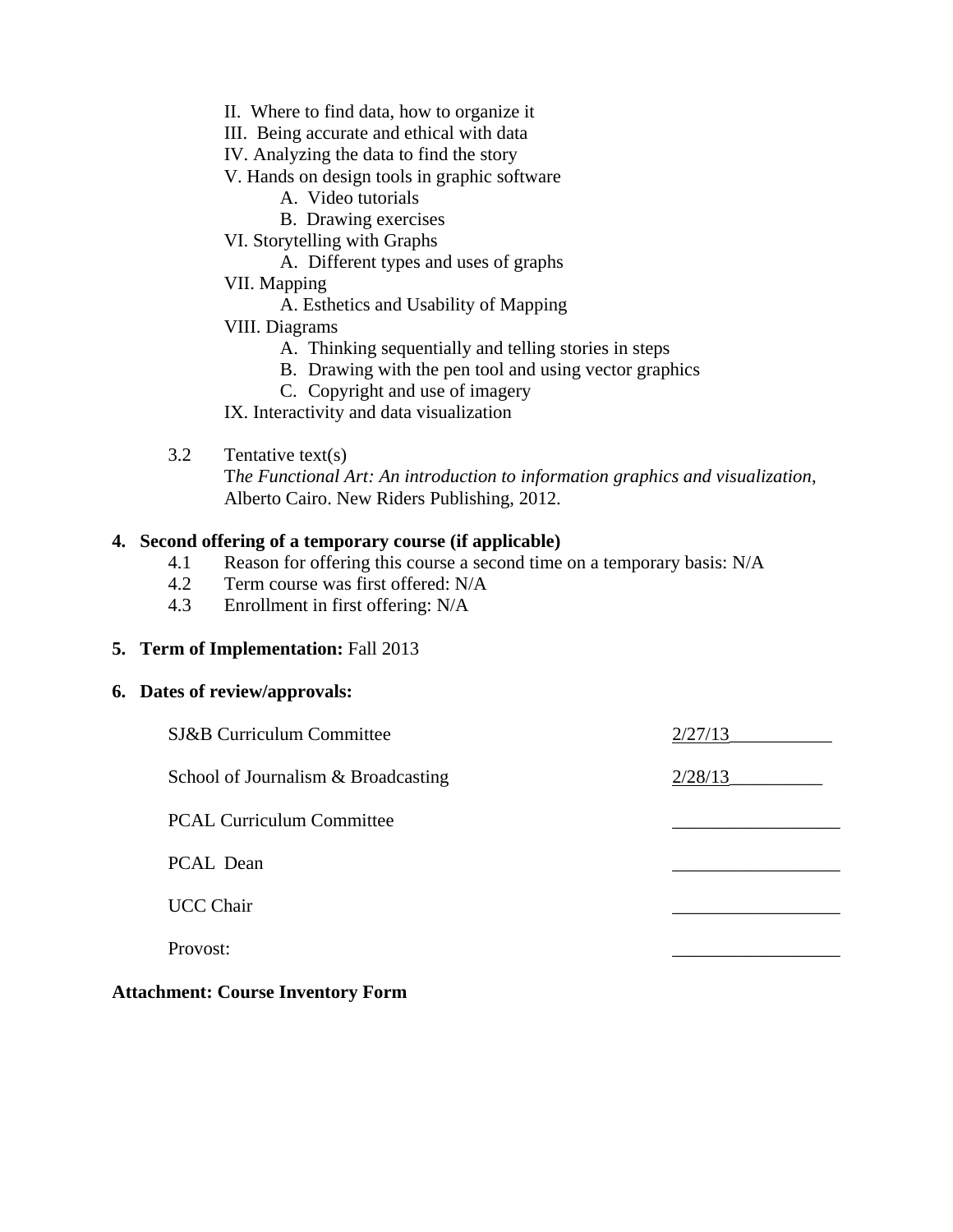II. Where to find data, how to organize it
III. Being accurate and ethical with data
IV. Analyzing the data to find the story
V. Hands on design tools in graphic software
  A. Video tutorials
  B. Drawing exercises
VI. Storytelling with Graphs
  A. Different types and uses of graphs
VII. Mapping
  A. Esthetics and Usability of Mapping
VIII. Diagrams
  A. Thinking sequentially and telling stories in steps
  B. Drawing with the pen tool and using vector graphics
  C. Copyright and use of imagery
IX. Interactivity and data visualization

3.2 Tentative text(s)
T*he Functional Art: An introduction to information graphics and visualization*, Alberto Cairo. New Riders Publishing, 2012.

**4. Second offering of a temporary course (if applicable)**

4.1 Reason for offering this course a second time on a temporary basis: N/A
4.2 Term course was first offered: N/A
4.3 Enrollment in first offering: N/A

**5. Term of Implementation:** Fall 2013

**6. Dates of review/approvals:**

| | |
|---|---|
| SJ&B Curriculum Committee | 2/27/13___________ |
| School of Journalism & Broadcasting | 2/28/13__________ |
| PCAL Curriculum Committee | __________________ |
| PCAL Dean | __________________ |
| UCC Chair | __________________ |
| Provost: | __________________ |

**Attachment: Course Inventory Form**